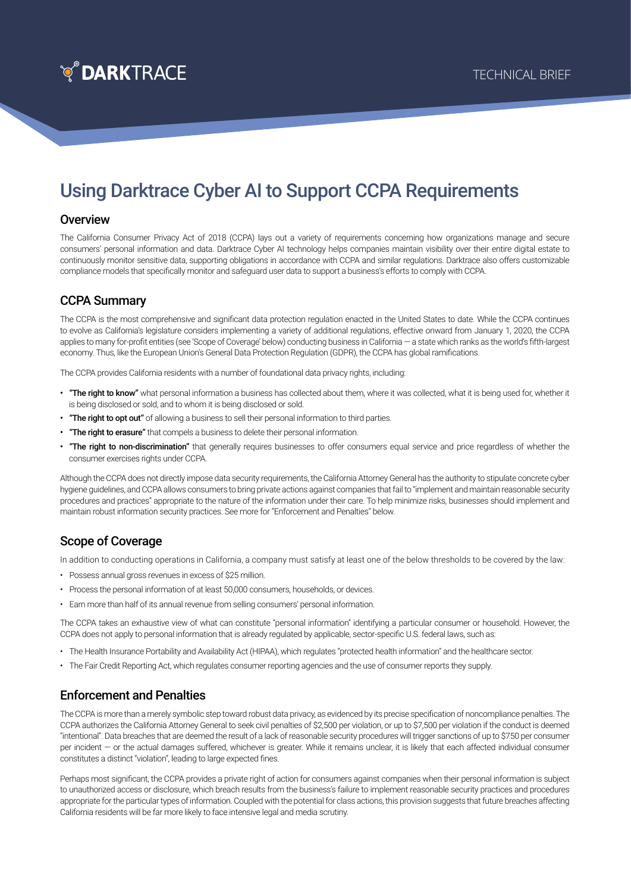DARKTRACE

TECHNICAL BRIEF

# Using Darktrace Cyber AI to Support CCPA Requirements

## Overview

The California Consumer Privacy Act of 2018 (CCPA) lays out a variety of requirements concerning how organizations manage and secure consumers' personal information and data. Darktrace Cyber AI technology helps companies maintain visibility over their entire digital estate to continuously monitor sensitive data, supporting obligations in accordance with CCPA and similar regulations. Darktrace also offers customizable compliance models that specifically monitor and safeguard user data to support a business's efforts to comply with CCPA.

## CCPA Summary

The CCPA is the most comprehensive and significant data protection regulation enacted in the United States to date. While the CCPA continues to evolve as California's legislature considers implementing a variety of additional regulations, effective onward from January 1, 2020, the CCPA applies to many for-profit entities (see 'Scope of Coverage' below) conducting business in California — a state which ranks as the world's fifth-largest economy. Thus, like the European Union's General Data Protection Regulation (GDPR), the CCPA has global ramifications.

The CCPA provides California residents with a number of foundational data privacy rights, including:

- **"The right to know"** what personal information a business has collected about them, where it was collected, what it is being used for, whether it is being disclosed or sold, and to whom it is being disclosed or sold.
- **"The right to opt out"** of allowing a business to sell their personal information to third parties.
- **"The right to erasure"** that compels a business to delete their personal information.
- **"The right to non-discrimination"** that generally requires businesses to offer consumers equal service and price regardless of whether the consumer exercises rights under CCPA.

Although the CCPA does not directly impose data security requirements, the California Attorney General has the authority to stipulate concrete cyber hygiene guidelines, and CCPA allows consumers to bring private actions against companies that fail to "implement and maintain reasonable security procedures and practices" appropriate to the nature of the information under their care. To help minimize risks, businesses should implement and maintain robust information security practices. See more for "Enforcement and Penalties" below.

## Scope of Coverage

In addition to conducting operations in California, a company must satisfy at least one of the below thresholds to be covered by the law:

- Possess annual gross revenues in excess of $25 million.
- Process the personal information of at least 50,000 consumers, households, or devices.
- Earn more than half of its annual revenue from selling consumers' personal information.

The CCPA takes an exhaustive view of what can constitute "personal information" identifying a particular consumer or household. However, the CCPA does not apply to personal information that is already regulated by applicable, sector-specific U.S. federal laws, such as:

- The Health Insurance Portability and Availability Act (HIPAA), which regulates "protected health information" and the healthcare sector.
- The Fair Credit Reporting Act, which regulates consumer reporting agencies and the use of consumer reports they supply.

## Enforcement and Penalties

The CCPA is more than a merely symbolic step toward robust data privacy, as evidenced by its precise specification of noncompliance penalties. The CCPA authorizes the California Attorney General to seek civil penalties of $2,500 per violation, or up to $7,500 per violation if the conduct is deemed "intentional". Data breaches that are deemed the result of a lack of reasonable security procedures will trigger sanctions of up to $750 per consumer per incident — or the actual damages suffered, whichever is greater. While it remains unclear, it is likely that each affected individual consumer constitutes a distinct "violation", leading to large expected fines.

Perhaps most significant, the CCPA provides a private right of action for consumers against companies when their personal information is subject to unauthorized access or disclosure, which breach results from the business's failure to implement reasonable security practices and procedures appropriate for the particular types of information. Coupled with the potential for class actions, this provision suggests that future breaches affecting California residents will be far more likely to face intensive legal and media scrutiny.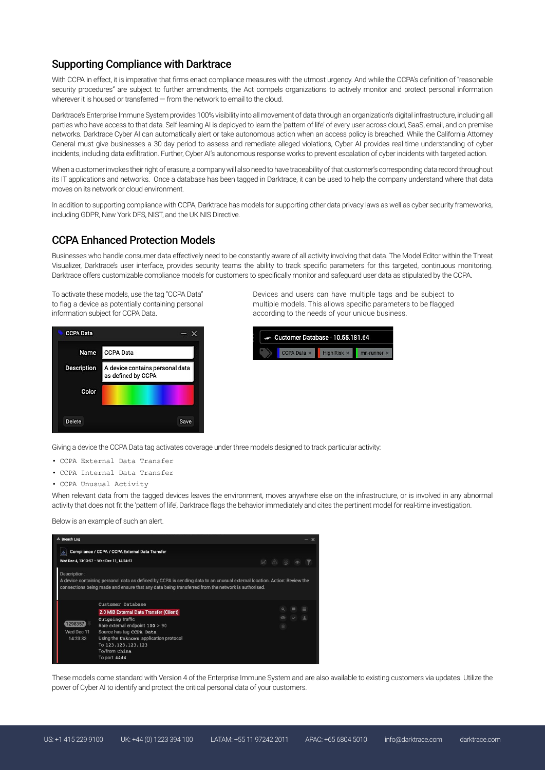## Supporting Compliance with Darktrace

With CCPA in effect, it is imperative that firms enact compliance measures with the utmost urgency. And while the CCPA's definition of "reasonable security procedures" are subject to further amendments, the Act compels organizations to actively monitor and protect personal information wherever it is housed or transferred — from the network to email to the cloud.

Darktrace's Enterprise Immune System provides 100% visibility into all movement of data through an organization's digital infrastructure, including all parties who have access to that data. Self-learning AI is deployed to learn the 'pattern of life' of every user across cloud, SaaS, email, and on-premise networks. Darktrace Cyber AI can automatically alert or take autonomous action when an access policy is breached. While the California Attorney General must give businesses a 30-day period to assess and remediate alleged violations, Cyber AI provides real-time understanding of cyber incidents, including data exfiltration. Further, Cyber AI's autonomous response works to prevent escalation of cyber incidents with targeted action.

When a customer invokes their right of erasure, a company will also need to have traceability of that customer's corresponding data record throughout its IT applications and networks. Once a database has been tagged in Darktrace, it can be used to help the company understand where that data moves on its network or cloud environment.

In addition to supporting compliance with CCPA, Darktrace has models for supporting other data privacy laws as well as cyber security frameworks, including GDPR, New York DFS, NIST, and the UK NIS Directive.

## CCPA Enhanced Protection Models

Businesses who handle consumer data effectively need to be constantly aware of all activity involving that data. The Model Editor within the Threat Visualizer, Darktrace's user interface, provides security teams the ability to track specific parameters for this targeted, continuous monitoring. Darktrace offers customizable compliance models for customers to specifically monitor and safeguard user data as stipulated by the CCPA.

To activate these models, use the tag "CCPA Data" to flag a device as potentially containing personal information subject for CCPA Data.

CCPA Data

Name: CCPA Data

Description: A device contains personal data as defined by CCPA

Color

Delete Save

Devices and users can have multiple tags and be subject to multiple models. This allows specific parameters to be flagged according to the needs of your unique business.

Customer Database · 10.55.181.64

CCPA Data × High Risk × mn-runner ×

Giving a device the CCPA Data tag activates coverage under three models designed to track particular activity:

- `CCPA External Data Transfer`
- `CCPA Internal Data Transfer`
- `CCPA Unusual Activity`

When relevant data from the tagged devices leaves the environment, moves anywhere else on the infrastructure, or is involved in any abnormal activity that does not fit the 'pattern of life', Darktrace flags the behavior immediately and cites the pertinent model for real-time investigation.

Below is an example of such an alert.

Breach Log

Compliance / CCPA / CCPA External Data Transfer

Wed Dec 4, 13:13:57 – Wed Dec 11, 14:24:51

Description:
A device containing personal data as defined by CCPA is sending data to an unusual external location. Action: Review the connections being made and ensure that any data being transferred from the network is authorised.

1298357
Wed Dec 11
14:23:33

Customer Database
2.0 MiB External Data Transfer (Client)
Outgoing traffic
Rare external endpoint 100 > 90
Source has tag CCPA Data
Using the Unknown application protocol
To 123.123.123.123
To/from China
To port 4444

These models come standard with Version 4 of the Enterprise Immune System and are also available to existing customers via updates. Utilize the power of Cyber AI to identify and protect the critical personal data of your customers.

US: +1 415 229 9100 UK: +44 (0) 1223 394 100 LATAM: +55 11 97242 2011 APAC: +65 6804 5010 info@darktrace.com darktrace.com